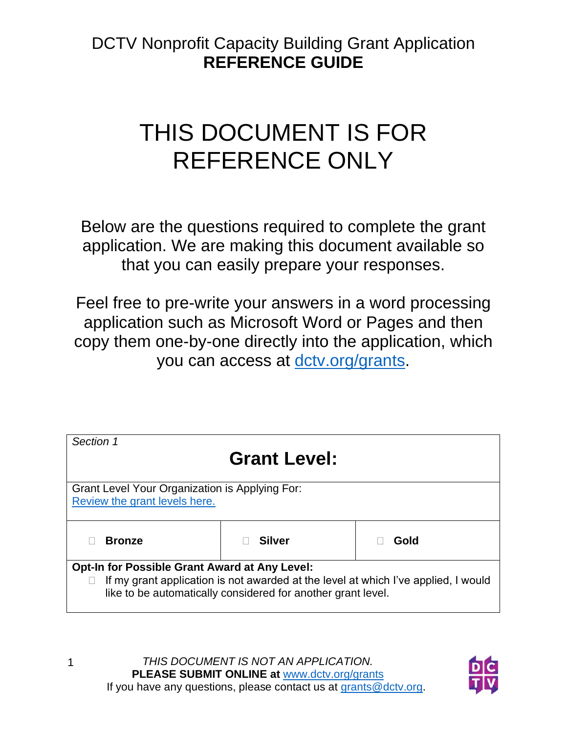DCTV Nonprofit Capacity Building Grant Application
**REFERENCE GUIDE**

# THIS DOCUMENT IS FOR REFERENCE ONLY

Below are the questions required to complete the grant application. We are making this document available so that you can easily prepare your responses.

Feel free to pre-write your answers in a word processing application such as Microsoft Word or Pages and then copy them one-by-one directly into the application, which you can access at [dctv.org/grants](dctv.org/grants).

*Section 1*

## Grant Level:

Grant Level Your Organization is Applying For:
[Review the grant levels here.]()

| ☐ **Bronze** | ☐ **Silver** | ☐ **Gold** |
|---|---|---|

**Opt-In for Possible Grant Award at Any Level:**

☐ If my grant application is not awarded at the level at which I've applied, I would like to be automatically considered for another grant level.

*THIS DOCUMENT IS NOT AN APPLICATION.*
**PLEASE SUBMIT ONLINE at** [www.dctv.org/grants](www.dctv.org/grants)
If you have any questions, please contact us at [grants@dctv.org](mailto:grants@dctv.org).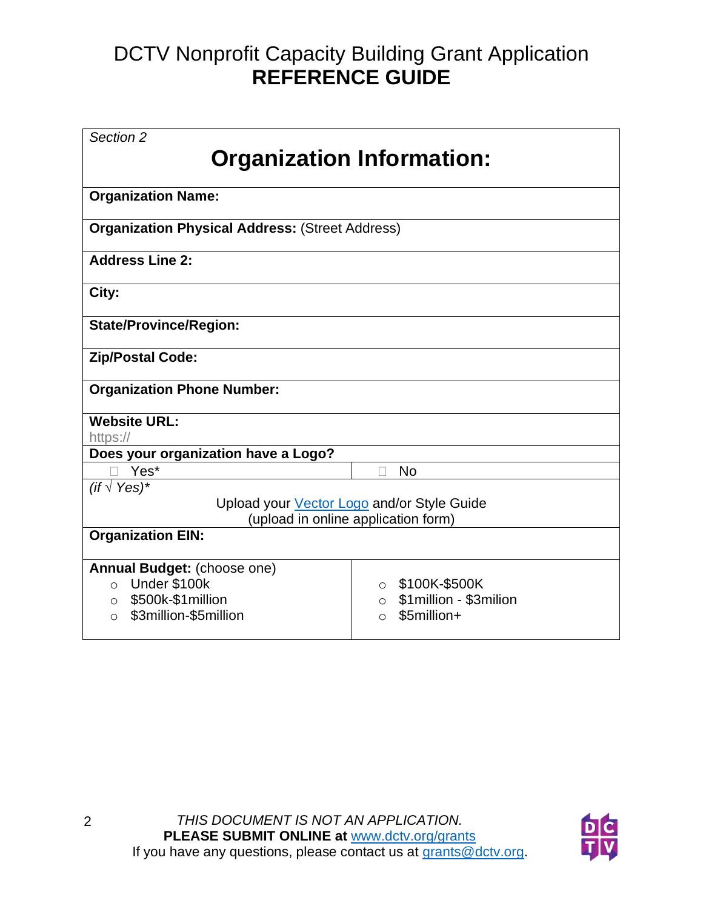# DCTV Nonprofit Capacity Building Grant Application
# **REFERENCE GUIDE**

*Section 2*

## Organization Information:

**Organization Name:**

**Organization Physical Address:** (Street Address)

**Address Line 2:**

**City:**

**State/Province/Region:**

**Zip/Postal Code:**

**Organization Phone Number:**

**Website URL:**
https://

**Does your organization have a Logo?**

| ☐ Yes* | ☐ No |
|---|---|

*(if √ Yes)**

Upload your [Vector Logo]() and/or Style Guide
(upload in online application form)

**Organization EIN:**

**Annual Budget:** (choose one)

- Under $100k
- $500k-$1million
- $3million-$5million
- $100K-$500K
- $1million - $3milion
- $5million+

*THIS DOCUMENT IS NOT AN APPLICATION.*
**PLEASE SUBMIT ONLINE at** [www.dctv.org/grants](www.dctv.org/grants)
If you have any questions, please contact us at [grants@dctv.org](mailto:grants@dctv.org).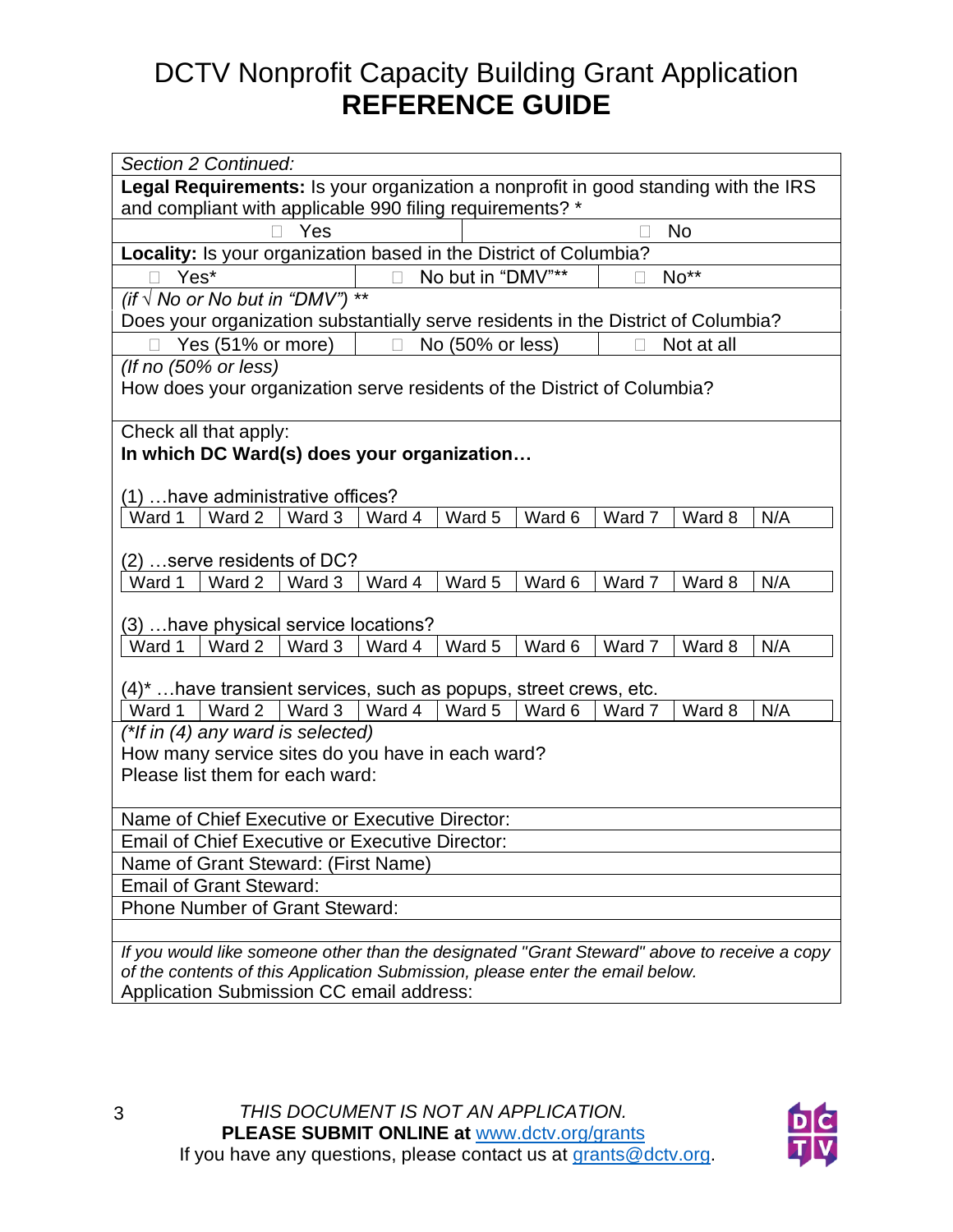# DCTV Nonprofit Capacity Building Grant Application
# **REFERENCE GUIDE**

*Section 2 Continued:*

**Legal Requirements:** Is your organization a nonprofit in good standing with the IRS and compliant with applicable 990 filing requirements? *

| ☐ Yes | ☐ No |
|---|---|

**Locality:** Is your organization based in the District of Columbia?

| ☐ Yes* | ☐ No but in "DMV"** | ☐ No** |
|---|---|---|

*(if √ No or No but in "DMV")* **

Does your organization substantially serve residents in the District of Columbia?

| ☐ Yes (51% or more) | ☐ No (50% or less) | ☐ Not at all |
|---|---|---|

*(If no (50% or less)*

How does your organization serve residents of the District of Columbia?

Check all that apply:

**In which DC Ward(s) does your organization…**

(1) …have administrative offices?

| Ward 1 | Ward 2 | Ward 3 | Ward 4 | Ward 5 | Ward 6 | Ward 7 | Ward 8 | N/A |
|---|---|---|---|---|---|---|---|---|

(2) …serve residents of DC?

| Ward 1 | Ward 2 | Ward 3 | Ward 4 | Ward 5 | Ward 6 | Ward 7 | Ward 8 | N/A |
|---|---|---|---|---|---|---|---|---|

(3) …have physical service locations?

| Ward 1 | Ward 2 | Ward 3 | Ward 4 | Ward 5 | Ward 6 | Ward 7 | Ward 8 | N/A |
|---|---|---|---|---|---|---|---|---|

(4)* …have transient services, such as popups, street crews, etc.

| Ward 1 | Ward 2 | Ward 3 | Ward 4 | Ward 5 | Ward 6 | Ward 7 | Ward 8 | N/A |
|---|---|---|---|---|---|---|---|---|

*(*If in (4) any ward is selected)*

How many service sites do you have in each ward?

Please list them for each ward:

Name of Chief Executive or Executive Director:

Email of Chief Executive or Executive Director:

Name of Grant Steward: (First Name)

Email of Grant Steward:

Phone Number of Grant Steward:

*If you would like someone other than the designated "Grant Steward" above to receive a copy of the contents of this Application Submission, please enter the email below.*

Application Submission CC email address:

*THIS DOCUMENT IS NOT AN APPLICATION.*

**PLEASE SUBMIT ONLINE at** [www.dctv.org/grants](http://www.dctv.org/grants)

If you have any questions, please contact us at [grants@dctv.org](mailto:grants@dctv.org).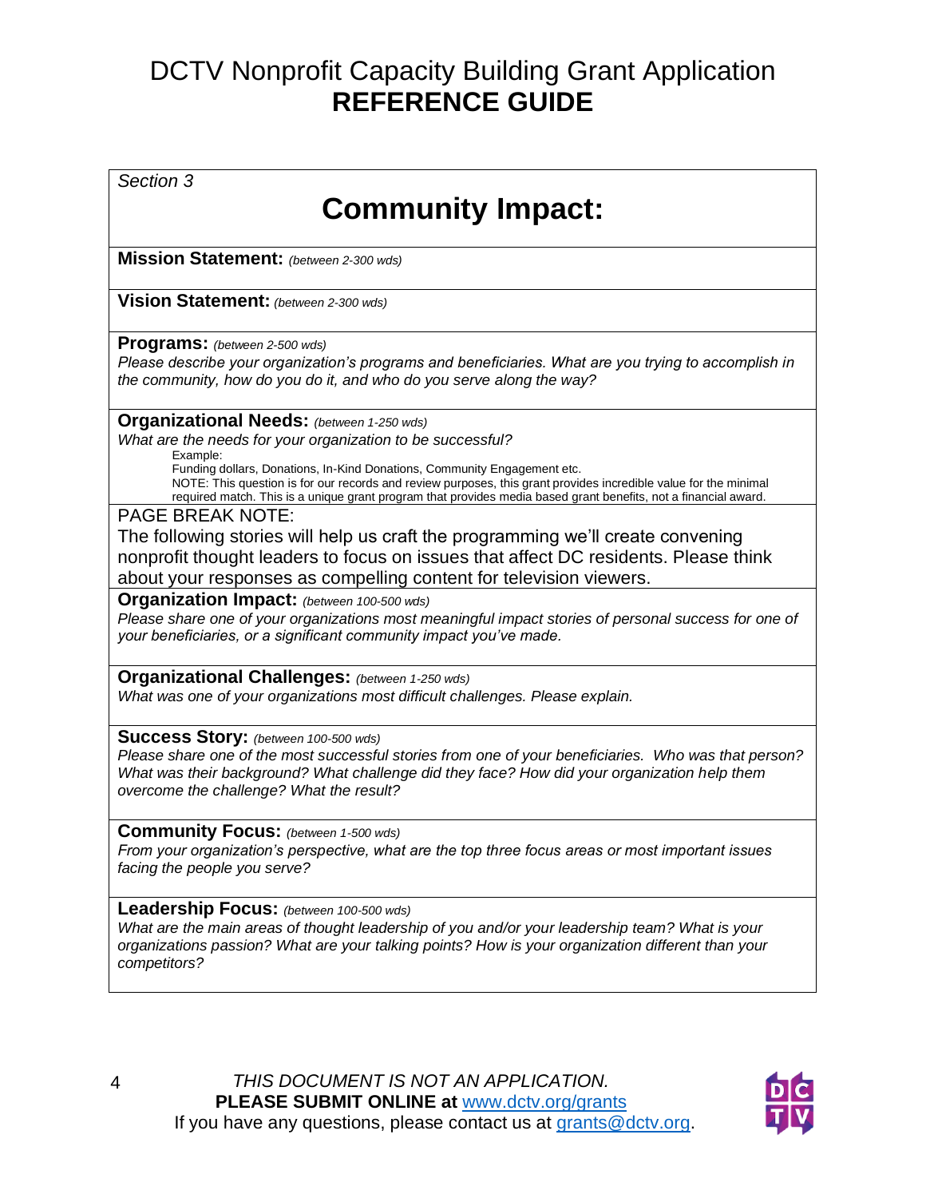# DCTV Nonprofit Capacity Building Grant Application
# **REFERENCE GUIDE**

*Section 3*

## Community Impact:

**Mission Statement:** *(between 2-300 wds)*

**Vision Statement:** *(between 2-300 wds)*

**Programs:** *(between 2-500 wds)*
*Please describe your organization's programs and beneficiaries. What are you trying to accomplish in the community, how do you do it, and who do you serve along the way?*

**Organizational Needs:** *(between 1-250 wds)*
*What are the needs for your organization to be successful?*

Example:
Funding dollars, Donations, In-Kind Donations, Community Engagement etc.
NOTE: This question is for our records and review purposes, this grant provides incredible value for the minimal required match. This is a unique grant program that provides media based grant benefits, not a financial award.

PAGE BREAK NOTE:
The following stories will help us craft the programming we'll create convening nonprofit thought leaders to focus on issues that affect DC residents. Please think about your responses as compelling content for television viewers.

**Organization Impact:** *(between 100-500 wds)*
*Please share one of your organizations most meaningful impact stories of personal success for one of your beneficiaries, or a significant community impact you've made.*

**Organizational Challenges:** *(between 1-250 wds)*
*What was one of your organizations most difficult challenges. Please explain.*

**Success Story:** *(between 100-500 wds)*
*Please share one of the most successful stories from one of your beneficiaries. Who was that person? What was their background? What challenge did they face? How did your organization help them overcome the challenge? What the result?*

**Community Focus:** *(between 1-500 wds)*
*From your organization's perspective, what are the top three focus areas or most important issues facing the people you serve?*

**Leadership Focus:** *(between 100-500 wds)*
*What are the main areas of thought leadership of you and/or your leadership team? What is your organizations passion? What are your talking points? How is your organization different than your competitors?*

*THIS DOCUMENT IS NOT AN APPLICATION.*
**PLEASE SUBMIT ONLINE at** www.dctv.org/grants
If you have any questions, please contact us at grants@dctv.org.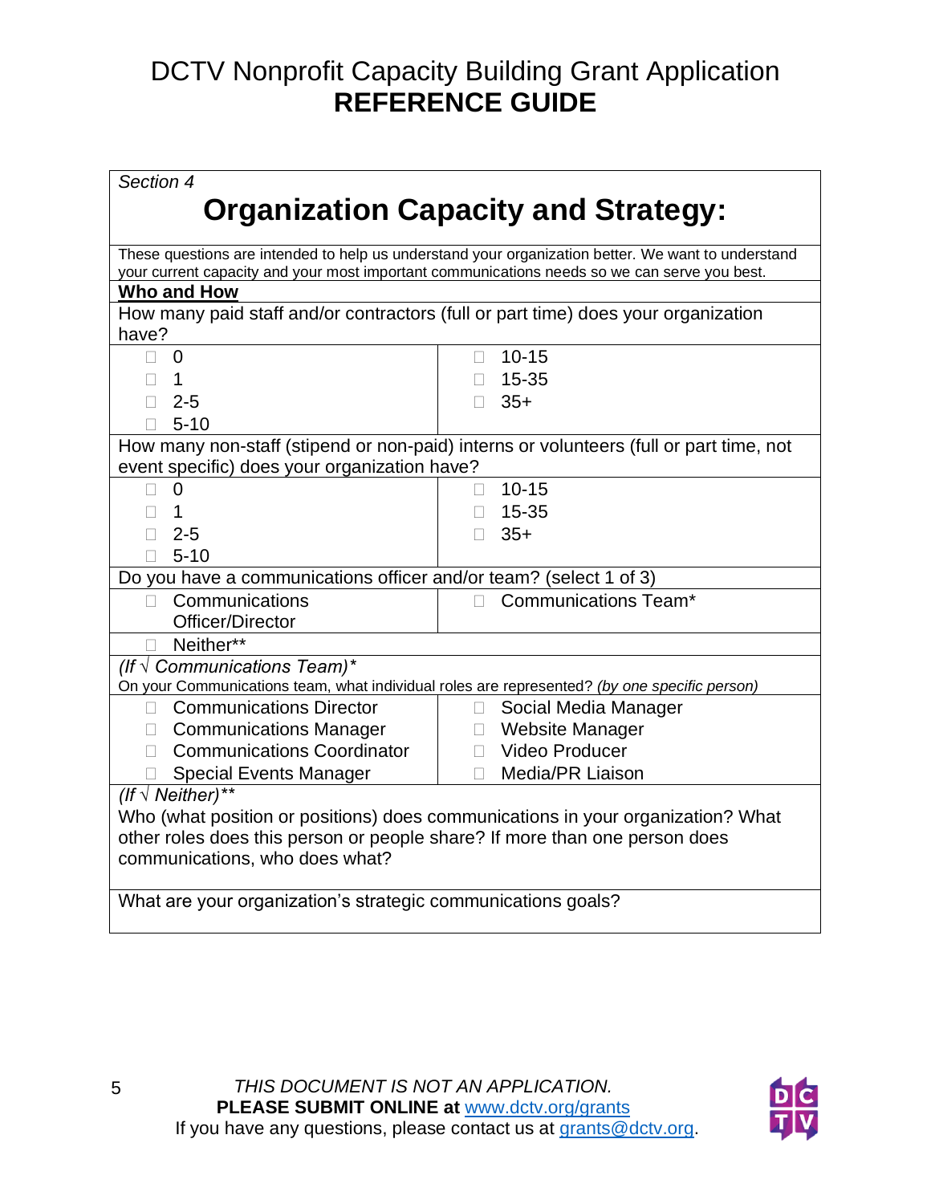# DCTV Nonprofit Capacity Building Grant Application
# **REFERENCE GUIDE**

*Section 4*

## Organization Capacity and Strategy:

These questions are intended to help us understand your organization better. We want to understand your current capacity and your most important communications needs so we can serve you best.

**Who and How**

How many paid staff and/or contractors (full or part time) does your organization have?

| | |
|---|---|
| ☐ 0 | ☐ 10-15 |
| ☐ 1 | ☐ 15-35 |
| ☐ 2-5 | ☐ 35+ |
| ☐ 5-10 | |

How many non-staff (stipend or non-paid) interns or volunteers (full or part time, not event specific) does your organization have?

| | |
|---|---|
| ☐ 0 | ☐ 10-15 |
| ☐ 1 | ☐ 15-35 |
| ☐ 2-5 | ☐ 35+ |
| ☐ 5-10 | |

Do you have a communications officer and/or team? (select 1 of 3)

| | |
|---|---|
| ☐ Communications Officer/Director | ☐ Communications Team* |
| ☐ Neither** | |

*(If √ Communications Team)**

On your Communications team, what individual roles are represented? *(by one specific person)*

| | |
|---|---|
| ☐ Communications Director | ☐ Social Media Manager |
| ☐ Communications Manager | ☐ Website Manager |
| ☐ Communications Coordinator | ☐ Video Producer |
| ☐ Special Events Manager | ☐ Media/PR Liaison |

*(If √ Neither)***

Who (what position or positions) does communications in your organization? What other roles does this person or people share? If more than one person does communications, who does what?

What are your organization's strategic communications goals?

*THIS DOCUMENT IS NOT AN APPLICATION.*
**PLEASE SUBMIT ONLINE at** www.dctv.org/grants
If you have any questions, please contact us at grants@dctv.org.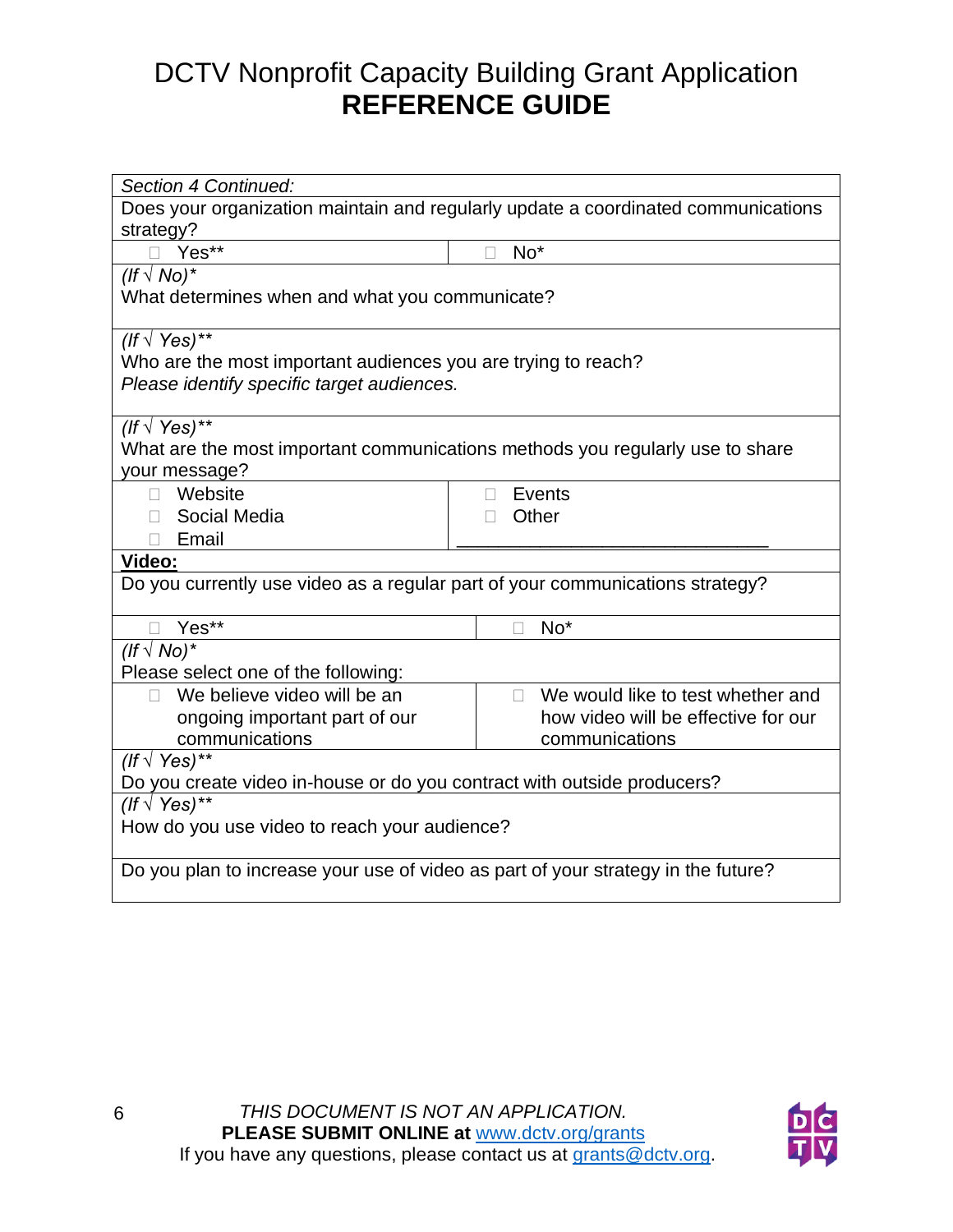# DCTV Nonprofit Capacity Building Grant Application
# **REFERENCE GUIDE**

| *Section 4 Continued:* | |
|---|---|
| Does your organization maintain and regularly update a coordinated communications strategy? | |
| ☐ Yes** | ☐ No* |
| *(If √ No)** <br> What determines when and what you communicate? | |
| *(If √ Yes)*** <br> Who are the most important audiences you are trying to reach? <br> *Please identify specific target audiences.* | |
| *(If √ Yes)*** <br> What are the most important communications methods you regularly use to share your message? | |
| ☐ Website <br> ☐ Social Media <br> ☐ Email | ☐ Events <br> ☐ Other <br> ______________________________ |
| **Video:** | |
| Do you currently use video as a regular part of your communications strategy? | |
| ☐ Yes** | ☐ No* |
| *(If √ No)** <br> Please select one of the following: | |
| ☐ We believe video will be an ongoing important part of our communications | ☐ We would like to test whether and how video will be effective for our communications |
| *(If √ Yes)*** <br> Do you create video in-house or do you contract with outside producers? | |
| *(If √ Yes)*** <br> How do you use video to reach your audience? | |
| Do you plan to increase your use of video as part of your strategy in the future? | |

*THIS DOCUMENT IS NOT AN APPLICATION.*
**PLEASE SUBMIT ONLINE at** www.dctv.org/grants
If you have any questions, please contact us at grants@dctv.org.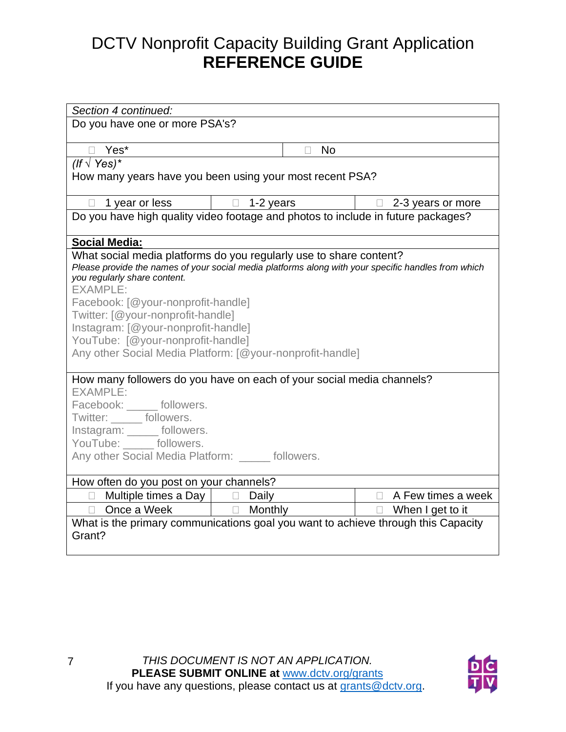# DCTV Nonprofit Capacity Building Grant Application
# **REFERENCE GUIDE**

*Section 4 continued:*

Do you have one or more PSA's?

| ☐ Yes* | ☐ No |
|---|---|

*(If √ Yes)**
How many years have you been using your most recent PSA?

| ☐ 1 year or less | ☐ 1-2 years | ☐ 2-3 years or more |
|---|---|---|

Do you have high quality video footage and photos to include in future packages?

**Social Media:**

What social media platforms do you regularly use to share content?
*Please provide the names of your social media platforms along with your specific handles from which you regularly share content.*

EXAMPLE:
Facebook: [@your-nonprofit-handle]
Twitter: [@your-nonprofit-handle]
Instagram: [@your-nonprofit-handle]
YouTube: [@your-nonprofit-handle]
Any other Social Media Platform: [@your-nonprofit-handle]

How many followers do you have on each of your social media channels?

EXAMPLE:
Facebook: _____ followers.
Twitter: _____ followers.
Instagram: _____ followers.
YouTube: _____ followers.
Any other Social Media Platform: _____ followers.

How often do you post on your channels?

| ☐ Multiple times a Day | ☐ Daily | ☐ A Few times a week |
|---|---|---|
| ☐ Once a Week | ☐ Monthly | ☐ When I get to it |

What is the primary communications goal you want to achieve through this Capacity Grant?

*THIS DOCUMENT IS NOT AN APPLICATION.*
**PLEASE SUBMIT ONLINE at** www.dctv.org/grants
If you have any questions, please contact us at grants@dctv.org.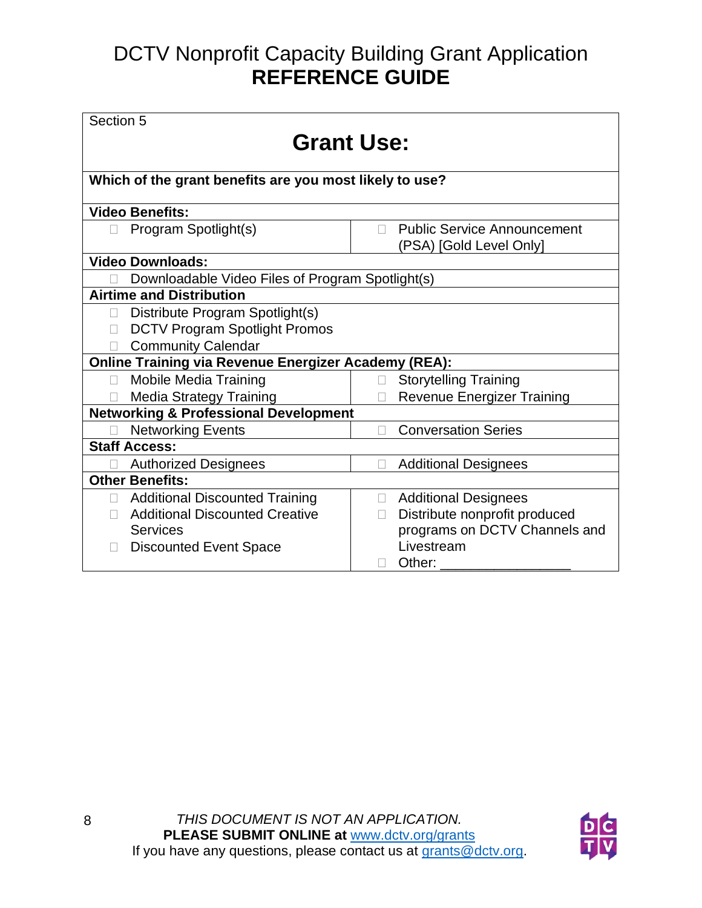# DCTV Nonprofit Capacity Building Grant Application
# REFERENCE GUIDE

| Section 5<br>**Grant Use:** | |
|---|---|
| **Which of the grant benefits are you most likely to use?** | |
| **Video Benefits:** | |
| ☐ Program Spotlight(s) | ☐ Public Service Announcement (PSA) [Gold Level Only] |
| **Video Downloads:** | |
| ☐ Downloadable Video Files of Program Spotlight(s) | |
| **Airtime and Distribution** | |
| ☐ Distribute Program Spotlight(s)<br>☐ DCTV Program Spotlight Promos<br>☐ Community Calendar | |
| **Online Training via Revenue Energizer Academy (REA):** | |
| ☐ Mobile Media Training<br>☐ Media Strategy Training | ☐ Storytelling Training<br>☐ Revenue Energizer Training |
| **Networking & Professional Development** | |
| ☐ Networking Events | ☐ Conversation Series |
| **Staff Access:** | |
| ☐ Authorized Designees | ☐ Additional Designees |
| **Other Benefits:** | |
| ☐ Additional Discounted Training<br>☐ Additional Discounted Creative Services<br>☐ Discounted Event Space | ☐ Additional Designees<br>☐ Distribute nonprofit produced programs on DCTV Channels and Livestream<br>☐ Other: _______________ |

*THIS DOCUMENT IS NOT AN APPLICATION.*
**PLEASE SUBMIT ONLINE at** www.dctv.org/grants
If you have any questions, please contact us at grants@dctv.org.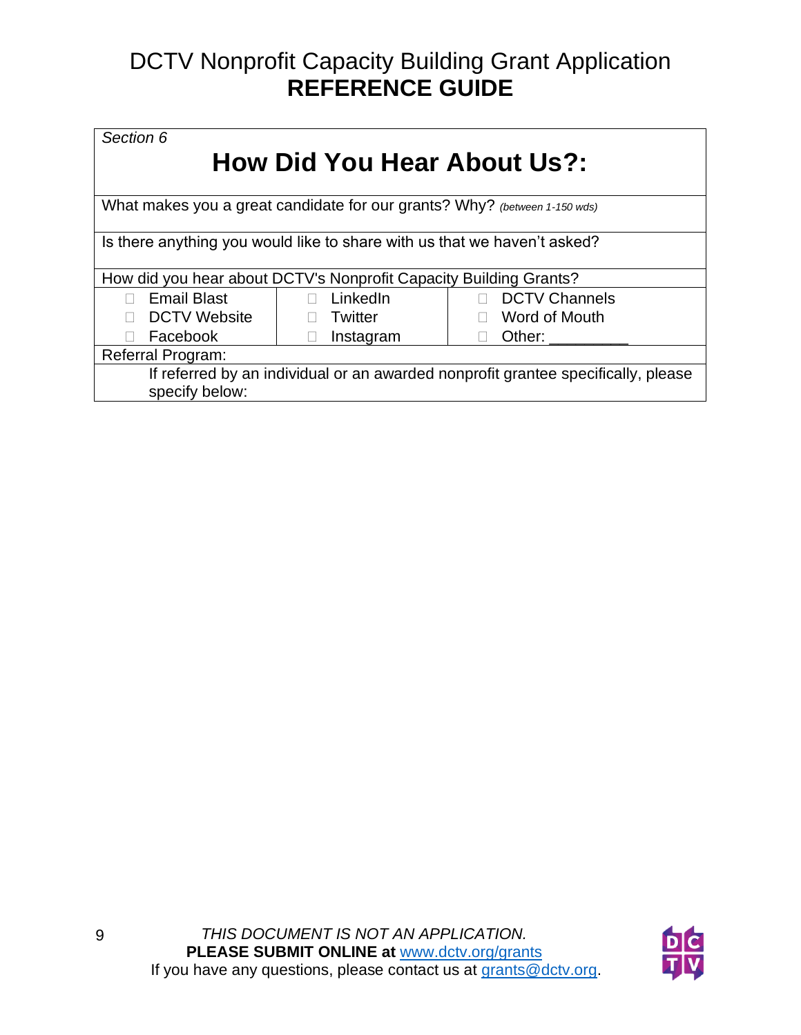# DCTV Nonprofit Capacity Building Grant Application
## REFERENCE GUIDE

*Section 6*

## How Did You Hear About Us?:

What makes you a great candidate for our grants? Why? *(between 1-150 wds)*

Is there anything you would like to share with us that we haven't asked?

How did you hear about DCTV's Nonprofit Capacity Building Grants?

| | | |
|---|---|---|
| ☐ Email Blast | ☐ LinkedIn | ☐ DCTV Channels |
| ☐ DCTV Website | ☐ Twitter | ☐ Word of Mouth |
| ☐ Facebook | ☐ Instagram | ☐ Other: _________ |

Referral Program:

If referred by an individual or an awarded nonprofit grantee specifically, please specify below:

*THIS DOCUMENT IS NOT AN APPLICATION.*
**PLEASE SUBMIT ONLINE at** www.dctv.org/grants
If you have any questions, please contact us at grants@dctv.org.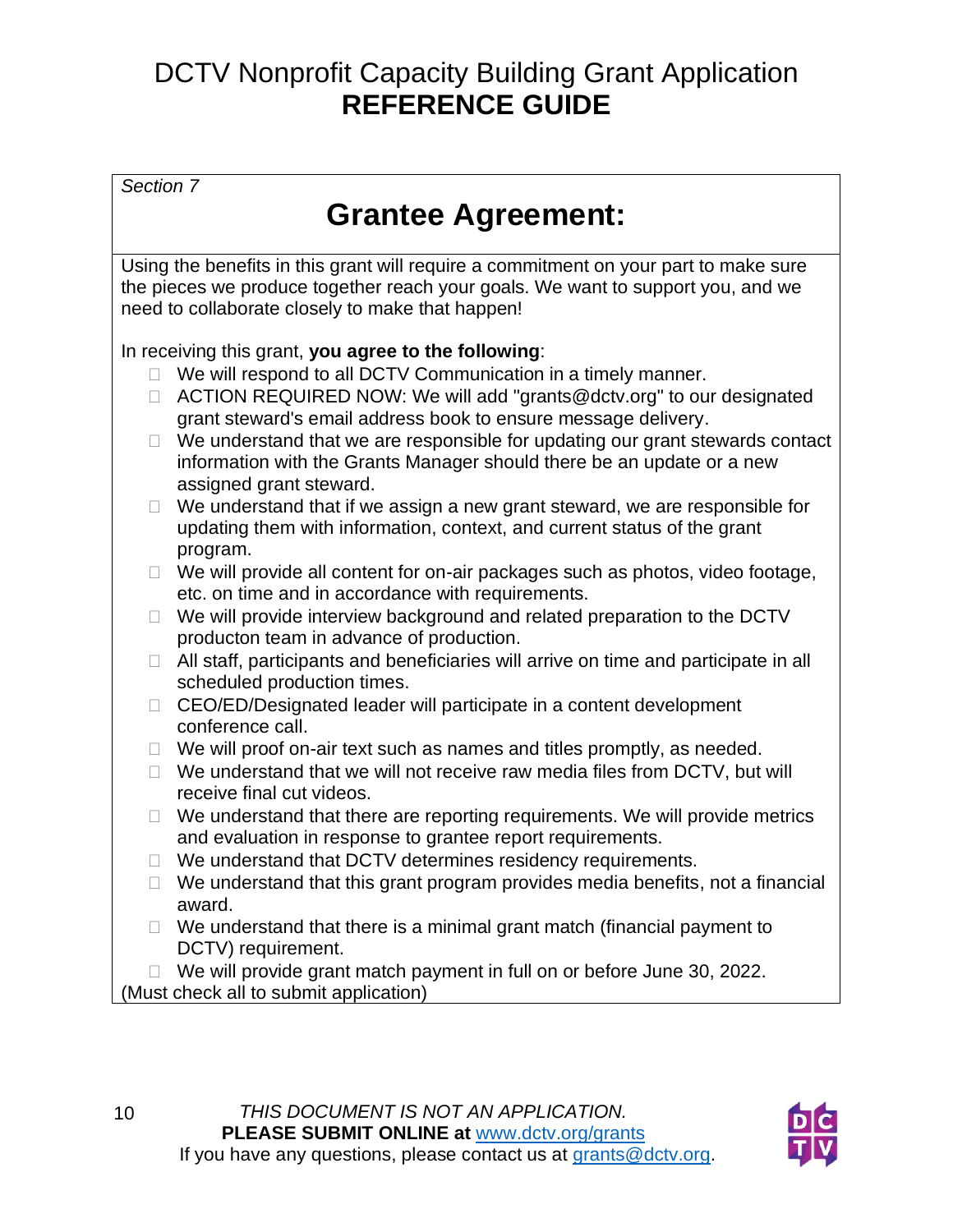# DCTV Nonprofit Capacity Building Grant Application
# **REFERENCE GUIDE**

*Section 7*

## Grantee Agreement:

Using the benefits in this grant will require a commitment on your part to make sure the pieces we produce together reach your goals. We want to support you, and we need to collaborate closely to make that happen!

In receiving this grant, **you agree to the following**:

- ☐ We will respond to all DCTV Communication in a timely manner.
- ☐ ACTION REQUIRED NOW: We will add "grants@dctv.org" to our designated grant steward's email address book to ensure message delivery.
- ☐ We understand that we are responsible for updating our grant stewards contact information with the Grants Manager should there be an update or a new assigned grant steward.
- ☐ We understand that if we assign a new grant steward, we are responsible for updating them with information, context, and current status of the grant program.
- ☐ We will provide all content for on-air packages such as photos, video footage, etc. on time and in accordance with requirements.
- ☐ We will provide interview background and related preparation to the DCTV producton team in advance of production.
- ☐ All staff, participants and beneficiaries will arrive on time and participate in all scheduled production times.
- ☐ CEO/ED/Designated leader will participate in a content development conference call.
- ☐ We will proof on-air text such as names and titles promptly, as needed.
- ☐ We understand that we will not receive raw media files from DCTV, but will receive final cut videos.
- ☐ We understand that there are reporting requirements. We will provide metrics and evaluation in response to grantee report requirements.
- ☐ We understand that DCTV determines residency requirements.
- ☐ We understand that this grant program provides media benefits, not a financial award.
- ☐ We understand that there is a minimal grant match (financial payment to DCTV) requirement.
- ☐ We will provide grant match payment in full on or before June 30, 2022.

(Must check all to submit application)

*THIS DOCUMENT IS NOT AN APPLICATION.*
**PLEASE SUBMIT ONLINE at** www.dctv.org/grants
If you have any questions, please contact us at grants@dctv.org.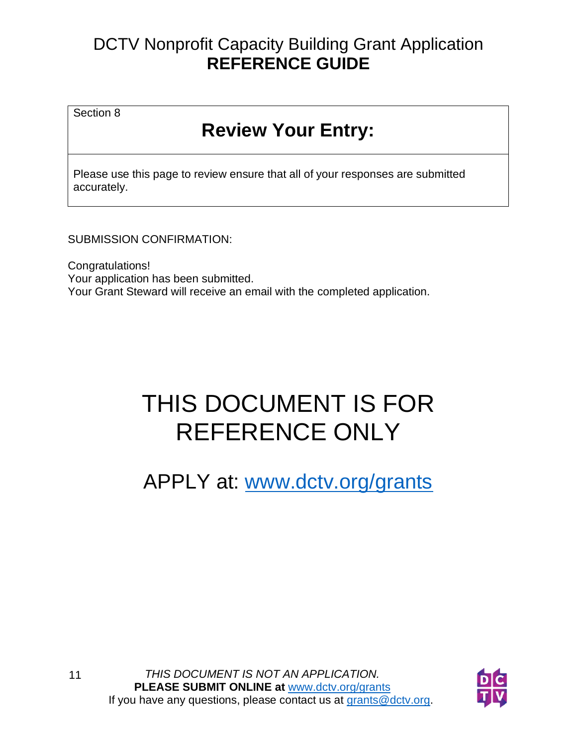# DCTV Nonprofit Capacity Building Grant Application
# **REFERENCE GUIDE**

Section 8

## Review Your Entry:

Please use this page to review ensure that all of your responses are submitted accurately.

SUBMISSION CONFIRMATION:

Congratulations!
Your application has been submitted.
Your Grant Steward will receive an email with the completed application.

# THIS DOCUMENT IS FOR REFERENCE ONLY

## APPLY at: [www.dctv.org/grants](http://www.dctv.org/grants)

*THIS DOCUMENT IS NOT AN APPLICATION.*
**PLEASE SUBMIT ONLINE at** [www.dctv.org/grants](http://www.dctv.org/grants)
If you have any questions, please contact us at [grants@dctv.org](mailto:grants@dctv.org).